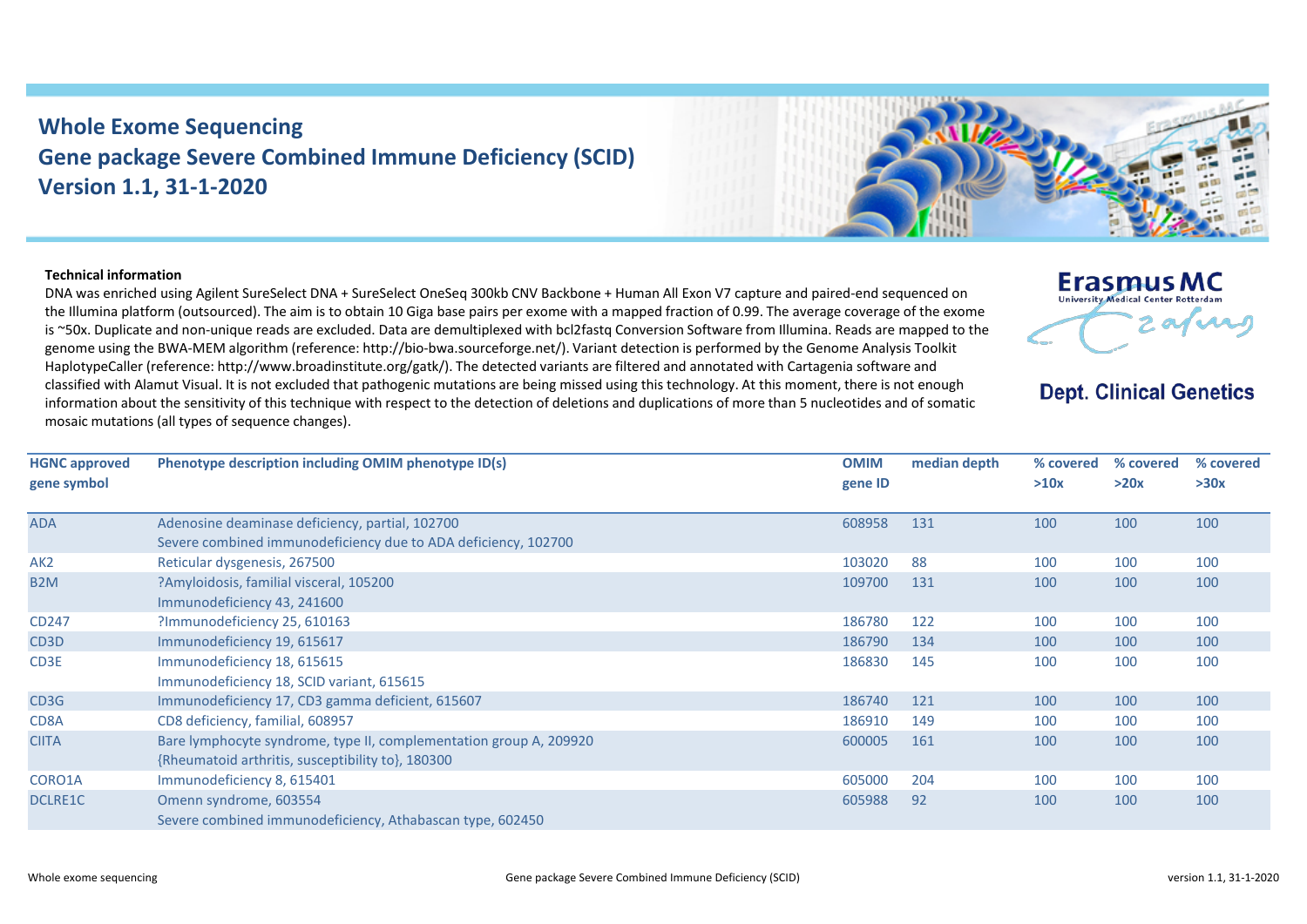# Whole Exome Sequencing
# Gene package Severe Combined Immune Deficiency (SCID)
# Version 1.1, 31-1-2020

Erasmus MC
University Medical Center Rotterdam

**Dept. Clinical Genetics**

**Technical information**

DNA was enriched using Agilent SureSelect DNA + SureSelect OneSeq 300kb CNV Backbone + Human All Exon V7 capture and paired-end sequenced on the Illumina platform (outsourced). The aim is to obtain 10 Giga base pairs per exome with a mapped fraction of 0.99. The average coverage of the exome is ~50x. Duplicate and non-unique reads are excluded. Data are demultiplexed with bcl2fastq Conversion Software from Illumina. Reads are mapped to the genome using the BWA-MEM algorithm (reference: http://bio-bwa.sourceforge.net/). Variant detection is performed by the Genome Analysis Toolkit HaplotypeCaller (reference: http://www.broadinstitute.org/gatk/). The detected variants are filtered and annotated with Cartagenia software and classified with Alamut Visual. It is not excluded that pathogenic mutations are being missed using this technology. At this moment, there is not enough information about the sensitivity of this technique with respect to the detection of deletions and duplications of more than 5 nucleotides and of somatic mosaic mutations (all types of sequence changes).

| HGNC approved gene symbol | Phenotype description including OMIM phenotype ID(s) | OMIM gene ID | median depth | % covered >10x | % covered >20x | % covered >30x |
|---|---|---|---|---|---|---|
| ADA | Adenosine deaminase deficiency, partial, 102700<br>Severe combined immunodeficiency due to ADA deficiency, 102700 | 608958 | 131 | 100 | 100 | 100 |
| AK2 | Reticular dysgenesis, 267500 | 103020 | 88 | 100 | 100 | 100 |
| B2M | ?Amyloidosis, familial visceral, 105200<br>Immunodeficiency 43, 241600 | 109700 | 131 | 100 | 100 | 100 |
| CD247 | ?Immunodeficiency 25, 610163 | 186780 | 122 | 100 | 100 | 100 |
| CD3D | Immunodeficiency 19, 615617 | 186790 | 134 | 100 | 100 | 100 |
| CD3E | Immunodeficiency 18, 615615<br>Immunodeficiency 18, SCID variant, 615615 | 186830 | 145 | 100 | 100 | 100 |
| CD3G | Immunodeficiency 17, CD3 gamma deficient, 615607 | 186740 | 121 | 100 | 100 | 100 |
| CD8A | CD8 deficiency, familial, 608957 | 186910 | 149 | 100 | 100 | 100 |
| CIITA | Bare lymphocyte syndrome, type II, complementation group A, 209920<br>{Rheumatoid arthritis, susceptibility to}, 180300 | 600005 | 161 | 100 | 100 | 100 |
| CORO1A | Immunodeficiency 8, 615401 | 605000 | 204 | 100 | 100 | 100 |
| DCLRE1C | Omenn syndrome, 603554<br>Severe combined immunodeficiency, Athabascan type, 602450 | 605988 | 92 | 100 | 100 | 100 |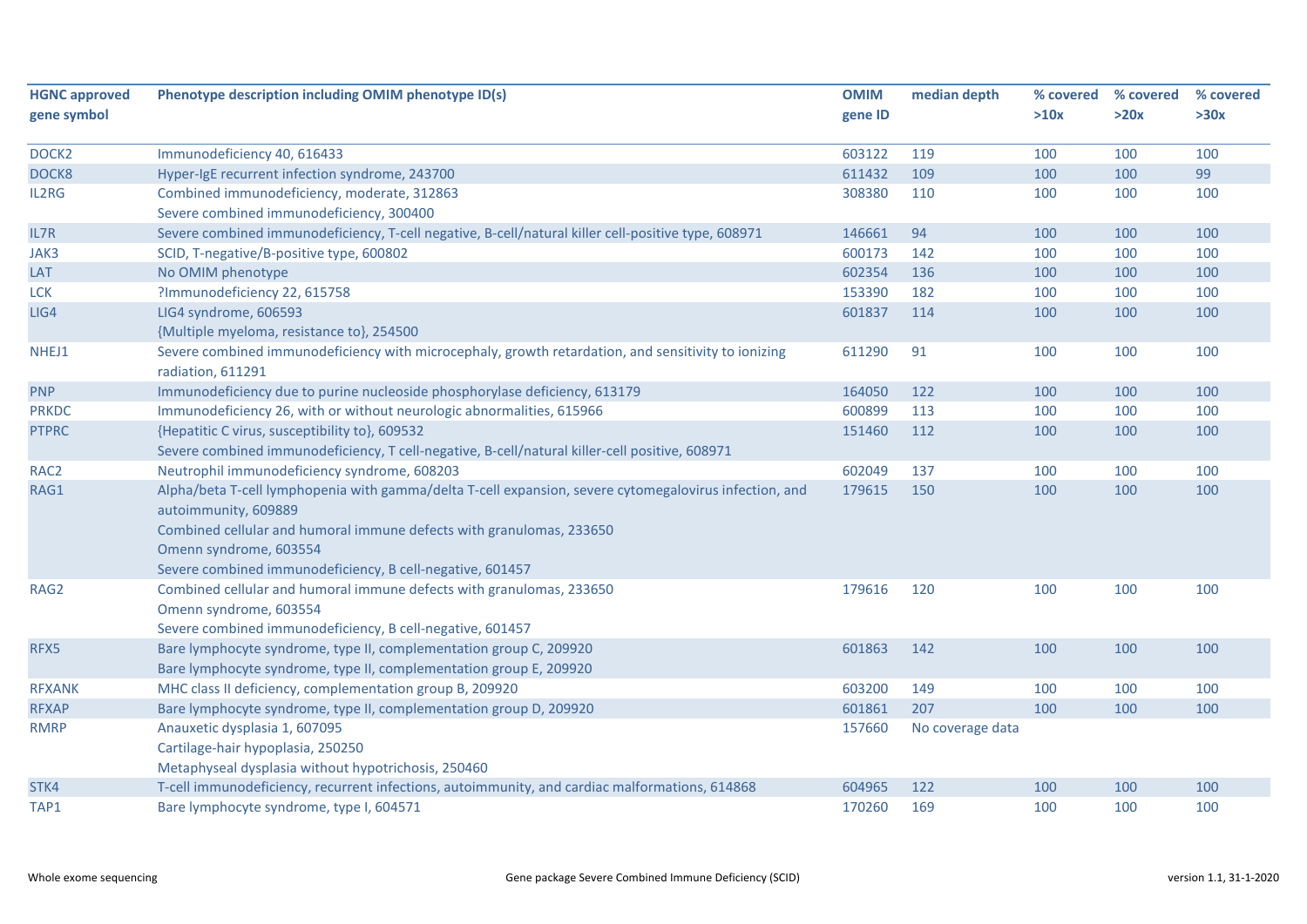| HGNC approved gene symbol | Phenotype description including OMIM phenotype ID(s) | OMIM gene ID | median depth | % covered >10x | % covered >20x | % covered >30x |
|---|---|---|---|---|---|---|
| DOCK2 | Immunodeficiency 40, 616433 | 603122 | 119 | 100 | 100 | 100 |
| DOCK8 | Hyper-IgE recurrent infection syndrome, 243700 | 611432 | 109 | 100 | 100 | 99 |
| IL2RG | Combined immunodeficiency, moderate, 312863<br>Severe combined immunodeficiency, 300400 | 308380 | 110 | 100 | 100 | 100 |
| IL7R | Severe combined immunodeficiency, T-cell negative, B-cell/natural killer cell-positive type, 608971 | 146661 | 94 | 100 | 100 | 100 |
| JAK3 | SCID, T-negative/B-positive type, 600802 | 600173 | 142 | 100 | 100 | 100 |
| LAT | No OMIM phenotype | 602354 | 136 | 100 | 100 | 100 |
| LCK | ?Immunodeficiency 22, 615758 | 153390 | 182 | 100 | 100 | 100 |
| LIG4 | LIG4 syndrome, 606593<br>{Multiple myeloma, resistance to}, 254500 | 601837 | 114 | 100 | 100 | 100 |
| NHEJ1 | Severe combined immunodeficiency with microcephaly, growth retardation, and sensitivity to ionizing radiation, 611291 | 611290 | 91 | 100 | 100 | 100 |
| PNP | Immunodeficiency due to purine nucleoside phosphorylase deficiency, 613179 | 164050 | 122 | 100 | 100 | 100 |
| PRKDC | Immunodeficiency 26, with or without neurologic abnormalities, 615966 | 600899 | 113 | 100 | 100 | 100 |
| PTPRC | {Hepatitic C virus, susceptibility to}, 609532<br>Severe combined immunodeficiency, T cell-negative, B-cell/natural killer-cell positive, 608971 | 151460 | 112 | 100 | 100 | 100 |
| RAC2 | Neutrophil immunodeficiency syndrome, 608203 | 602049 | 137 | 100 | 100 | 100 |
| RAG1 | Alpha/beta T-cell lymphopenia with gamma/delta T-cell expansion, severe cytomegalovirus infection, and autoimmunity, 609889<br>Combined cellular and humoral immune defects with granulomas, 233650<br>Omenn syndrome, 603554<br>Severe combined immunodeficiency, B cell-negative, 601457 | 179615 | 150 | 100 | 100 | 100 |
| RAG2 | Combined cellular and humoral immune defects with granulomas, 233650<br>Omenn syndrome, 603554<br>Severe combined immunodeficiency, B cell-negative, 601457 | 179616 | 120 | 100 | 100 | 100 |
| RFX5 | Bare lymphocyte syndrome, type II, complementation group C, 209920<br>Bare lymphocyte syndrome, type II, complementation group E, 209920 | 601863 | 142 | 100 | 100 | 100 |
| RFXANK | MHC class II deficiency, complementation group B, 209920 | 603200 | 149 | 100 | 100 | 100 |
| RFXAP | Bare lymphocyte syndrome, type II, complementation group D, 209920 | 601861 | 207 | 100 | 100 | 100 |
| RMRP | Anauxetic dysplasia 1, 607095<br>Cartilage-hair hypoplasia, 250250<br>Metaphyseal dysplasia without hypotrichosis, 250460 | 157660 | No coverage data | | | |
| STK4 | T-cell immunodeficiency, recurrent infections, autoimmunity, and cardiac malformations, 614868 | 604965 | 122 | 100 | 100 | 100 |
| TAP1 | Bare lymphocyte syndrome, type I, 604571 | 170260 | 169 | 100 | 100 | 100 |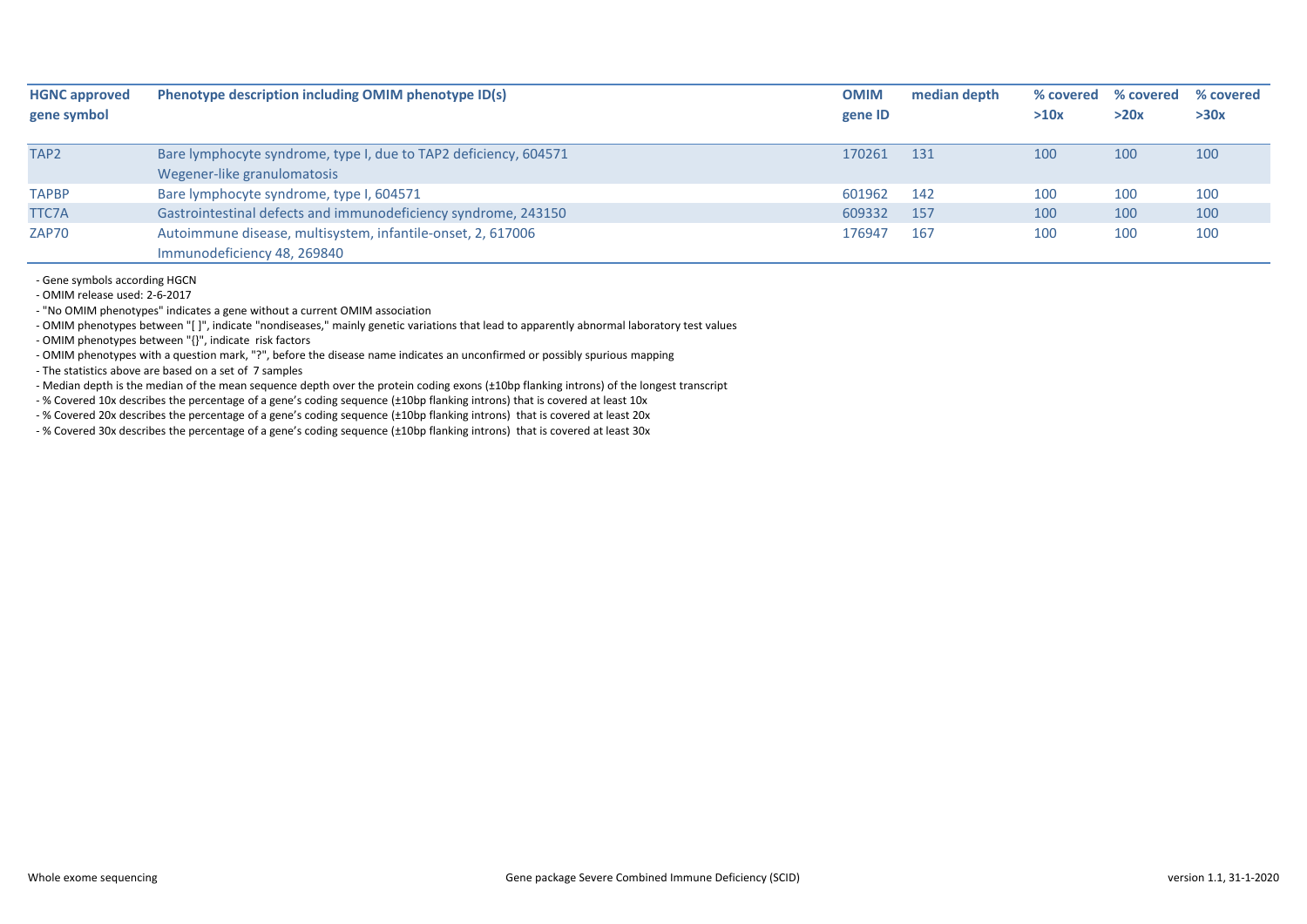| HGNC approved gene symbol | Phenotype description including OMIM phenotype ID(s) | OMIM gene ID | median depth | % covered >10x | % covered >20x | % covered >30x |
|---|---|---|---|---|---|---|
| TAP2 | Bare lymphocyte syndrome, type I, due to TAP2 deficiency, 604571<br>Wegener-like granulomatosis | 170261 | 131 | 100 | 100 | 100 |
| TAPBP | Bare lymphocyte syndrome, type I, 604571 | 601962 | 142 | 100 | 100 | 100 |
| TTC7A | Gastrointestinal defects and immunodeficiency syndrome, 243150 | 609332 | 157 | 100 | 100 | 100 |
| ZAP70 | Autoimmune disease, multisystem, infantile-onset, 2, 617006<br>Immunodeficiency 48, 269840 | 176947 | 167 | 100 | 100 | 100 |

- Gene symbols according HGCN
- OMIM release used: 2-6-2017
- "No OMIM phenotypes" indicates a gene without a current OMIM association
- OMIM phenotypes between "[ ]", indicate "nondiseases," mainly genetic variations that lead to apparently abnormal laboratory test values
- OMIM phenotypes between "{}", indicate risk factors
- OMIM phenotypes with a question mark, "?", before the disease name indicates an unconfirmed or possibly spurious mapping
- The statistics above are based on a set of 7 samples
- Median depth is the median of the mean sequence depth over the protein coding exons (±10bp flanking introns) of the longest transcript
- % Covered 10x describes the percentage of a gene's coding sequence (±10bp flanking introns) that is covered at least 10x
- % Covered 20x describes the percentage of a gene's coding sequence (±10bp flanking introns) that is covered at least 20x
- % Covered 30x describes the percentage of a gene's coding sequence (±10bp flanking introns) that is covered at least 30x